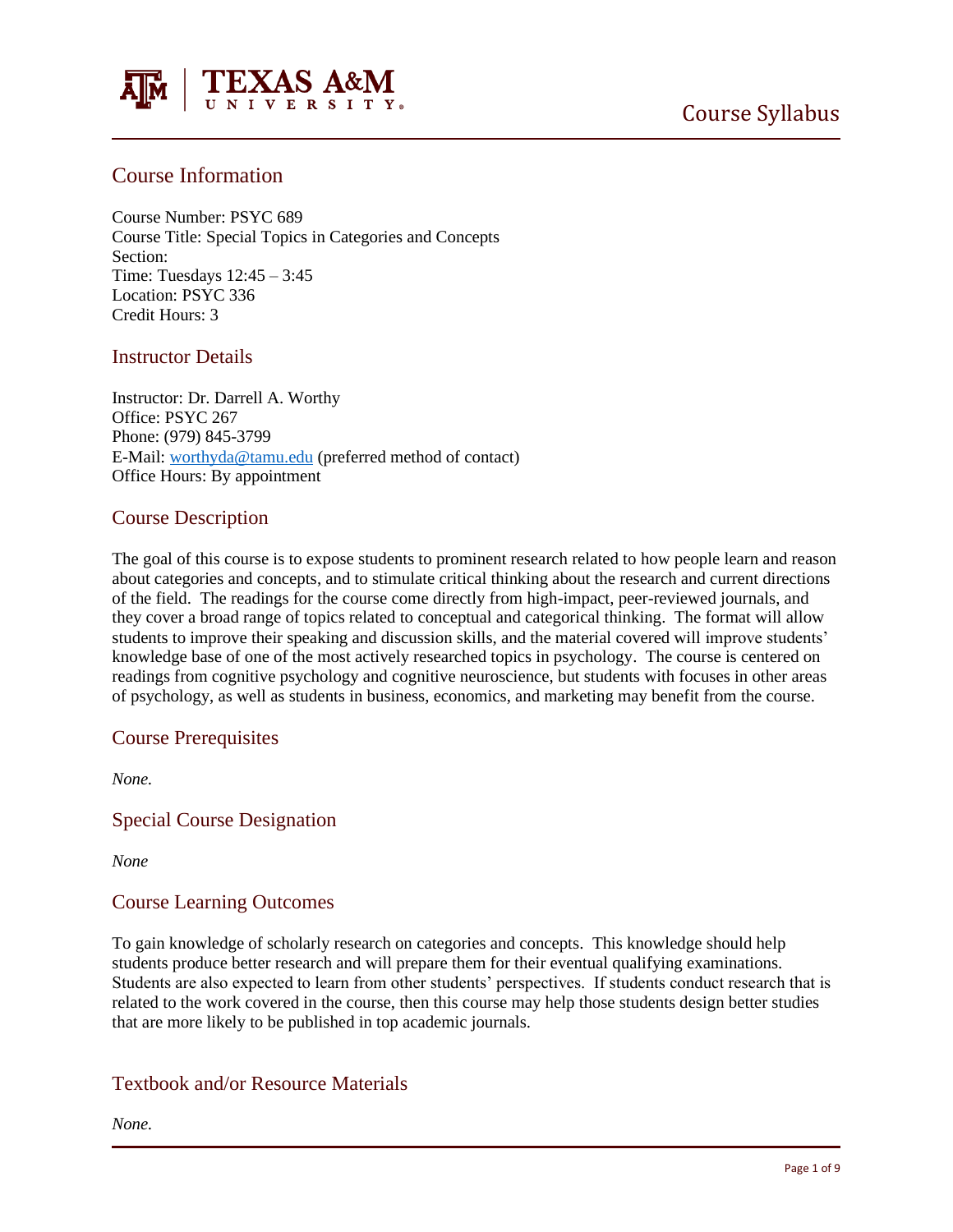# Course Syllabus

## Course Information

Course Number: PSYC 689
Course Title: Special Topics in Categories and Concepts
Section:
Time: Tuesdays 12:45 – 3:45
Location: PSYC 336
Credit Hours: 3

## Instructor Details

Instructor: Dr. Darrell A. Worthy
Office: PSYC 267
Phone: (979) 845-3799
E-Mail: worthyda@tamu.edu (preferred method of contact)
Office Hours: By appointment

## Course Description

The goal of this course is to expose students to prominent research related to how people learn and reason about categories and concepts, and to stimulate critical thinking about the research and current directions of the field. The readings for the course come directly from high-impact, peer-reviewed journals, and they cover a broad range of topics related to conceptual and categorical thinking. The format will allow students to improve their speaking and discussion skills, and the material covered will improve students' knowledge base of one of the most actively researched topics in psychology. The course is centered on readings from cognitive psychology and cognitive neuroscience, but students with focuses in other areas of psychology, as well as students in business, economics, and marketing may benefit from the course.

## Course Prerequisites

*None.*

## Special Course Designation

*None*

## Course Learning Outcomes

To gain knowledge of scholarly research on categories and concepts. This knowledge should help students produce better research and will prepare them for their eventual qualifying examinations. Students are also expected to learn from other students' perspectives. If students conduct research that is related to the work covered in the course, then this course may help those students design better studies that are more likely to be published in top academic journals.

## Textbook and/or Resource Materials

*None.*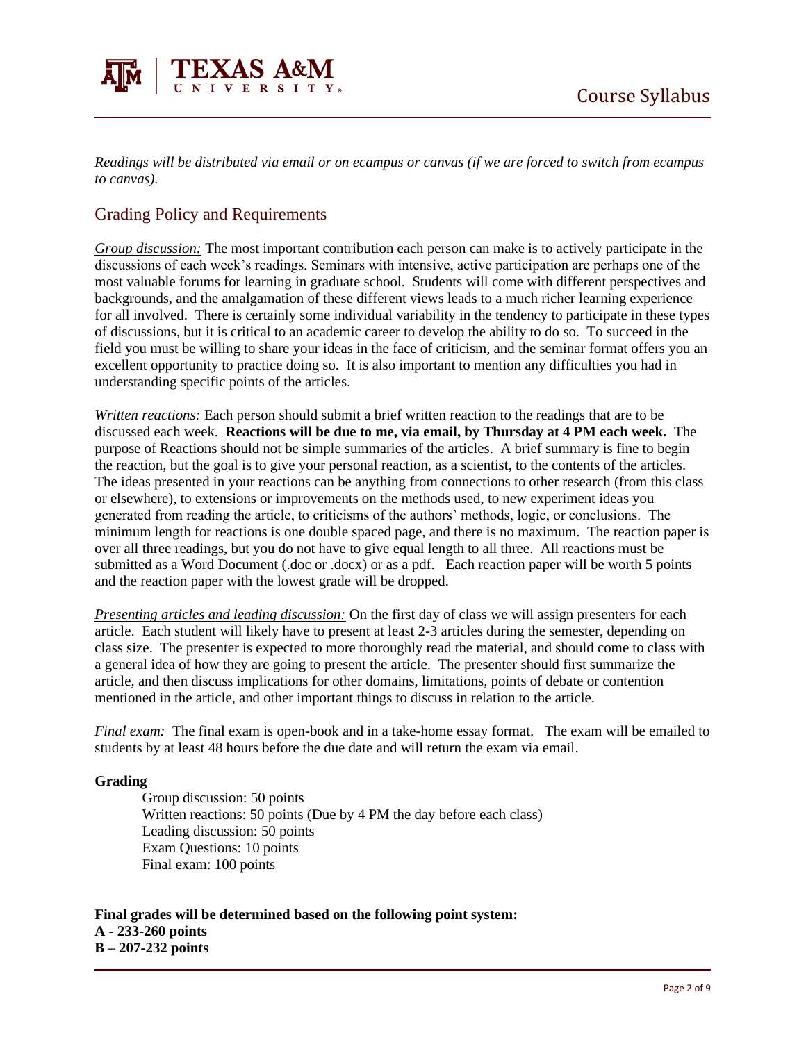*Readings will be distributed via email or on ecampus or canvas (if we are forced to switch from ecampus to canvas).*

## Grading Policy and Requirements

*Group discussion:* The most important contribution each person can make is to actively participate in the discussions of each week's readings. Seminars with intensive, active participation are perhaps one of the most valuable forums for learning in graduate school. Students will come with different perspectives and backgrounds, and the amalgamation of these different views leads to a much richer learning experience for all involved. There is certainly some individual variability in the tendency to participate in these types of discussions, but it is critical to an academic career to develop the ability to do so. To succeed in the field you must be willing to share your ideas in the face of criticism, and the seminar format offers you an excellent opportunity to practice doing so. It is also important to mention any difficulties you had in understanding specific points of the articles.

*Written reactions:* Each person should submit a brief written reaction to the readings that are to be discussed each week. **Reactions will be due to me, via email, by Thursday at 4 PM each week.** The purpose of Reactions should not be simple summaries of the articles. A brief summary is fine to begin the reaction, but the goal is to give your personal reaction, as a scientist, to the contents of the articles. The ideas presented in your reactions can be anything from connections to other research (from this class or elsewhere), to extensions or improvements on the methods used, to new experiment ideas you generated from reading the article, to criticisms of the authors' methods, logic, or conclusions. The minimum length for reactions is one double spaced page, and there is no maximum. The reaction paper is over all three readings, but you do not have to give equal length to all three. All reactions must be submitted as a Word Document (.doc or .docx) or as a pdf. Each reaction paper will be worth 5 points and the reaction paper with the lowest grade will be dropped.

*Presenting articles and leading discussion:* On the first day of class we will assign presenters for each article. Each student will likely have to present at least 2-3 articles during the semester, depending on class size. The presenter is expected to more thoroughly read the material, and should come to class with a general idea of how they are going to present the article. The presenter should first summarize the article, and then discuss implications for other domains, limitations, points of debate or contention mentioned in the article, and other important things to discuss in relation to the article.

*Final exam:* The final exam is open-book and in a take-home essay format. The exam will be emailed to students by at least 48 hours before the due date and will return the exam via email.

**Grading**

Group discussion: 50 points
Written reactions: 50 points (Due by 4 PM the day before each class)
Leading discussion: 50 points
Exam Questions: 10 points
Final exam: 100 points

**Final grades will be determined based on the following point system:**
**A - 233-260 points**
**B – 207-232 points**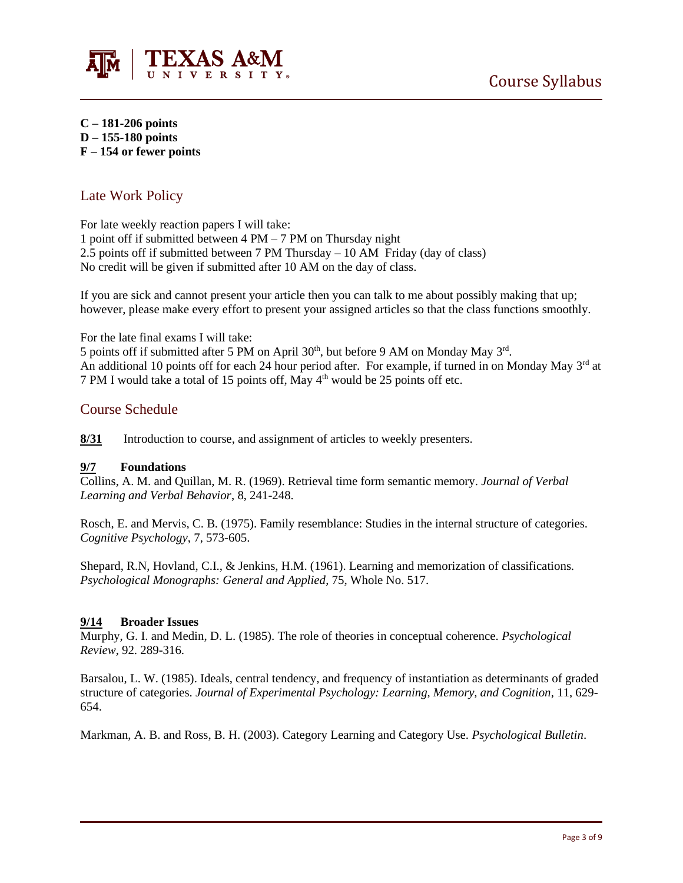**C – 181-206 points**
**D – 155-180 points**
**F – 154 or fewer points**

## Late Work Policy

For late weekly reaction papers I will take:
1 point off if submitted between 4 PM – 7 PM on Thursday night
2.5 points off if submitted between 7 PM Thursday – 10 AM Friday (day of class)
No credit will be given if submitted after 10 AM on the day of class.

If you are sick and cannot present your article then you can talk to me about possibly making that up; however, please make every effort to present your assigned articles so that the class functions smoothly.

For the late final exams I will take:
5 points off if submitted after 5 PM on April 30th, but before 9 AM on Monday May 3rd.
An additional 10 points off for each 24 hour period after. For example, if turned in on Monday May 3rd at 7 PM I would take a total of 15 points off, May 4th would be 25 points off etc.

## Course Schedule

**8/31** Introduction to course, and assignment of articles to weekly presenters.

**9/7 Foundations**
Collins, A. M. and Quillan, M. R. (1969). Retrieval time form semantic memory. *Journal of Verbal Learning and Verbal Behavior*, 8, 241-248.

Rosch, E. and Mervis, C. B. (1975). Family resemblance: Studies in the internal structure of categories. *Cognitive Psychology*, 7, 573-605.

Shepard, R.N, Hovland, C.I., & Jenkins, H.M. (1961). Learning and memorization of classifications. *Psychological Monographs: General and Applied*, 75, Whole No. 517.

**9/14 Broader Issues**
Murphy, G. I. and Medin, D. L. (1985). The role of theories in conceptual coherence. *Psychological Review*, 92. 289-316.

Barsalou, L. W. (1985). Ideals, central tendency, and frequency of instantiation as determinants of graded structure of categories. *Journal of Experimental Psychology: Learning, Memory, and Cognition*, 11, 629-654.

Markman, A. B. and Ross, B. H. (2003). Category Learning and Category Use. *Psychological Bulletin*.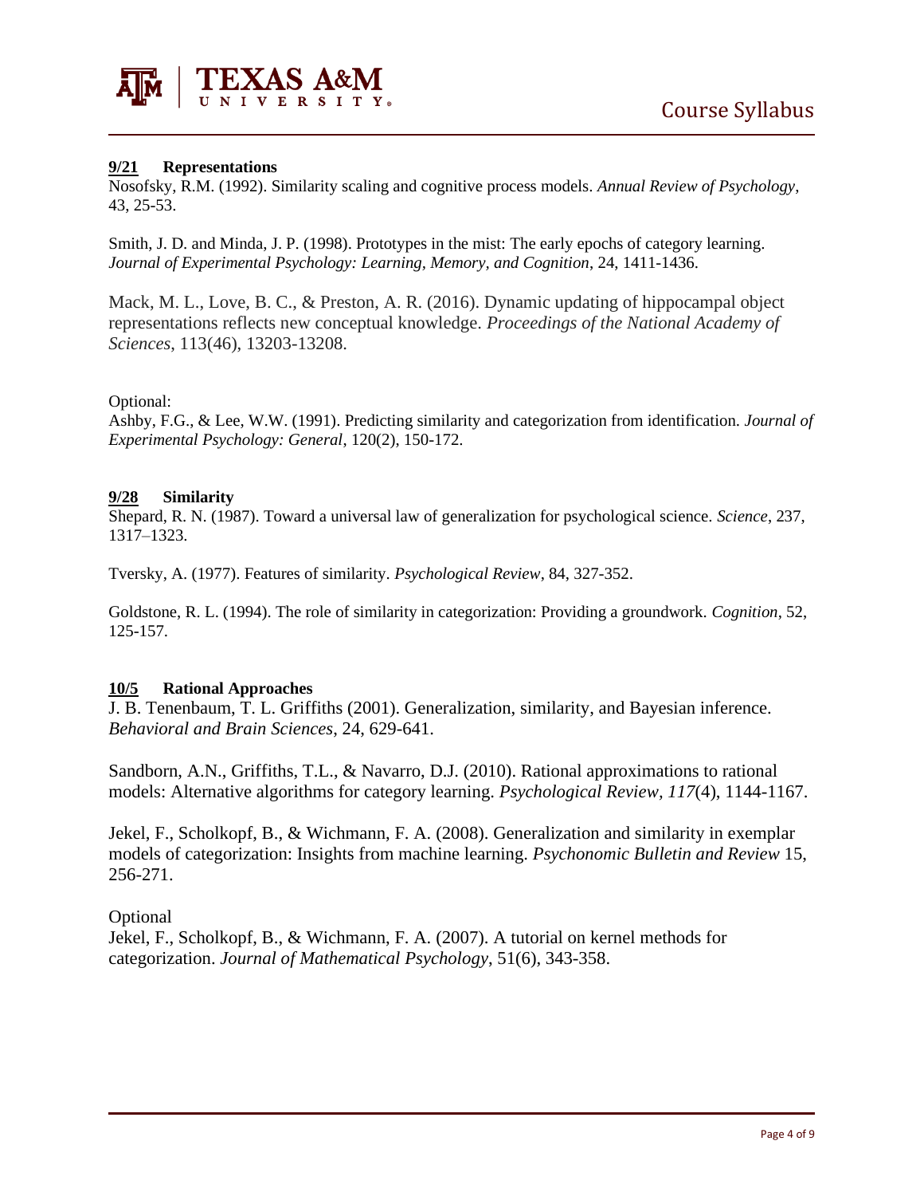**9/21 Representations**

Nosofsky, R.M. (1992). Similarity scaling and cognitive process models. *Annual Review of Psychology*, 43, 25-53.

Smith, J. D. and Minda, J. P. (1998). Prototypes in the mist: The early epochs of category learning. *Journal of Experimental Psychology: Learning, Memory, and Cognition*, 24, 1411-1436.

Mack, M. L., Love, B. C., & Preston, A. R. (2016). Dynamic updating of hippocampal object representations reflects new conceptual knowledge. *Proceedings of the National Academy of Sciences*, 113(46), 13203-13208.

Optional:
Ashby, F.G., & Lee, W.W. (1991). Predicting similarity and categorization from identification. *Journal of Experimental Psychology: General*, 120(2), 150-172.

**9/28 Similarity**

Shepard, R. N. (1987). Toward a universal law of generalization for psychological science. *Science*, 237, 1317–1323.

Tversky, A. (1977). Features of similarity. *Psychological Review*, 84, 327-352.

Goldstone, R. L. (1994). The role of similarity in categorization: Providing a groundwork. *Cognition*, 52, 125-157.

**10/5 Rational Approaches**

J. B. Tenenbaum, T. L. Griffiths (2001). Generalization, similarity, and Bayesian inference. *Behavioral and Brain Sciences*, 24, 629-641.

Sandborn, A.N., Griffiths, T.L., & Navarro, D.J. (2010). Rational approximations to rational models: Alternative algorithms for category learning. *Psychological Review, 117*(4), 1144-1167.

Jekel, F., Scholkopf, B., & Wichmann, F. A. (2008). Generalization and similarity in exemplar models of categorization: Insights from machine learning. *Psychonomic Bulletin and Review* 15, 256-271.

Optional
Jekel, F., Scholkopf, B., & Wichmann, F. A. (2007). A tutorial on kernel methods for categorization. *Journal of Mathematical Psychology*, 51(6), 343-358.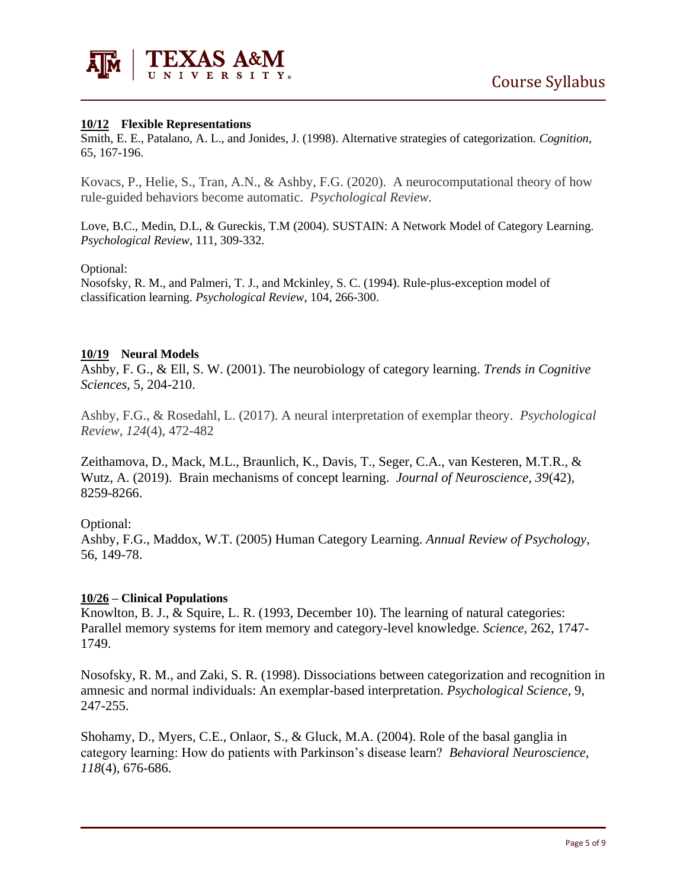**10/12 Flexible Representations**

Smith, E. E., Patalano, A. L., and Jonides, J. (1998). Alternative strategies of categorization. *Cognition*, 65, 167-196.

Kovacs, P., Helie, S., Tran, A.N., & Ashby, F.G. (2020). A neurocomputational theory of how rule-guided behaviors become automatic. *Psychological Review.*

Love, B.C., Medin, D.L, & Gureckis, T.M (2004). SUSTAIN: A Network Model of Category Learning. *Psychological Review*, 111, 309-332.

Optional:
Nosofsky, R. M., and Palmeri, T. J., and Mckinley, S. C. (1994). Rule-plus-exception model of classification learning. *Psychological Review*, 104, 266-300.

**10/19 Neural Models**

Ashby, F. G., & Ell, S. W. (2001). The neurobiology of category learning. *Trends in Cognitive Sciences*, 5, 204-210.

Ashby, F.G., & Rosedahl, L. (2017). A neural interpretation of exemplar theory. *Psychological Review*, *124*(4), 472-482

Zeithamova, D., Mack, M.L., Braunlich, K., Davis, T., Seger, C.A., van Kesteren, M.T.R., & Wutz, A. (2019). Brain mechanisms of concept learning. *Journal of Neuroscience, 39*(42), 8259-8266.

Optional:
Ashby, F.G., Maddox, W.T. (2005) Human Category Learning. *Annual Review of Psychology*, 56, 149-78.

**10/26 – Clinical Populations**

Knowlton, B. J., & Squire, L. R. (1993, December 10). The learning of natural categories: Parallel memory systems for item memory and category-level knowledge. *Science*, 262, 1747-1749.

Nosofsky, R. M., and Zaki, S. R. (1998). Dissociations between categorization and recognition in amnesic and normal individuals: An exemplar-based interpretation. *Psychological Science*, 9, 247-255.

Shohamy, D., Myers, C.E., Onlaor, S., & Gluck, M.A. (2004). Role of the basal ganglia in category learning: How do patients with Parkinson's disease learn? *Behavioral Neuroscience, 118*(4), 676-686.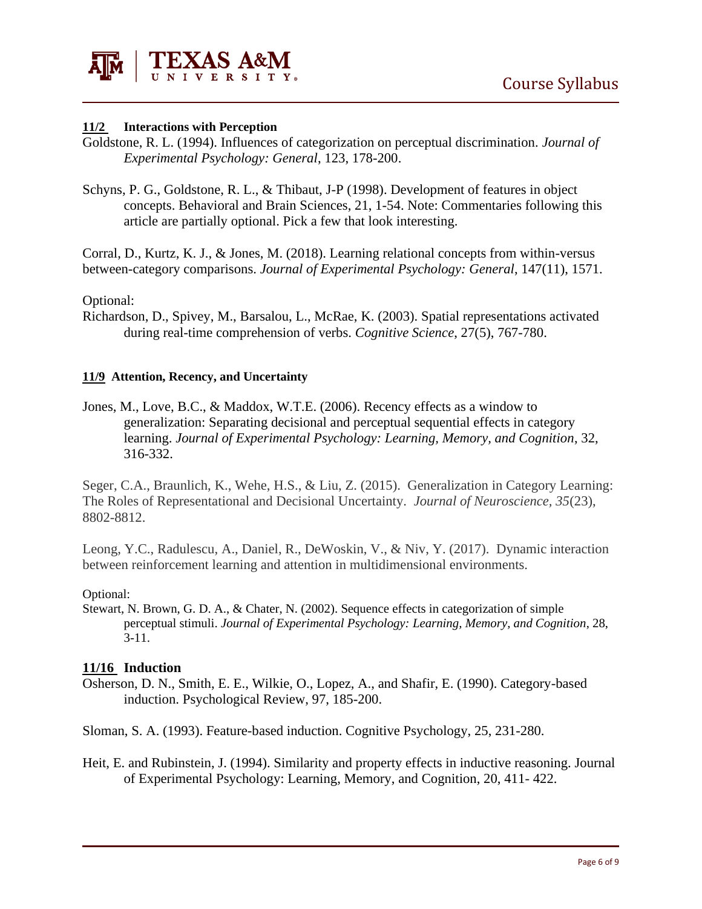**11/2 Interactions with Perception**

Goldstone, R. L. (1994). Influences of categorization on perceptual discrimination. *Journal of Experimental Psychology: General*, 123, 178-200.

Schyns, P. G., Goldstone, R. L., & Thibaut, J-P (1998). Development of features in object concepts. Behavioral and Brain Sciences, 21, 1-54. Note: Commentaries following this article are partially optional. Pick a few that look interesting.

Corral, D., Kurtz, K. J., & Jones, M. (2018). Learning relational concepts from within-versus between-category comparisons. *Journal of Experimental Psychology: General*, 147(11), 1571.

Optional:

Richardson, D., Spivey, M., Barsalou, L., McRae, K. (2003). Spatial representations activated during real-time comprehension of verbs. *Cognitive Science*, 27(5), 767-780.

**11/9 Attention, Recency, and Uncertainty**

Jones, M., Love, B.C., & Maddox, W.T.E. (2006). Recency effects as a window to generalization: Separating decisional and perceptual sequential effects in category learning. *Journal of Experimental Psychology: Learning, Memory, and Cognition*, 32, 316-332.

Seger, C.A., Braunlich, K., Wehe, H.S., & Liu, Z. (2015). Generalization in Category Learning: The Roles of Representational and Decisional Uncertainty. *Journal of Neuroscience*, *35*(23), 8802-8812.

Leong, Y.C., Radulescu, A., Daniel, R., DeWoskin, V., & Niv, Y. (2017). Dynamic interaction between reinforcement learning and attention in multidimensional environments.

Optional:

Stewart, N. Brown, G. D. A., & Chater, N. (2002). Sequence effects in categorization of simple perceptual stimuli. *Journal of Experimental Psychology: Learning, Memory, and Cognition*, 28, 3-11.

**11/16 Induction**

Osherson, D. N., Smith, E. E., Wilkie, O., Lopez, A., and Shafir, E. (1990). Category-based induction. Psychological Review, 97, 185-200.

Sloman, S. A. (1993). Feature-based induction. Cognitive Psychology, 25, 231-280.

Heit, E. and Rubinstein, J. (1994). Similarity and property effects in inductive reasoning. Journal of Experimental Psychology: Learning, Memory, and Cognition, 20, 411- 422.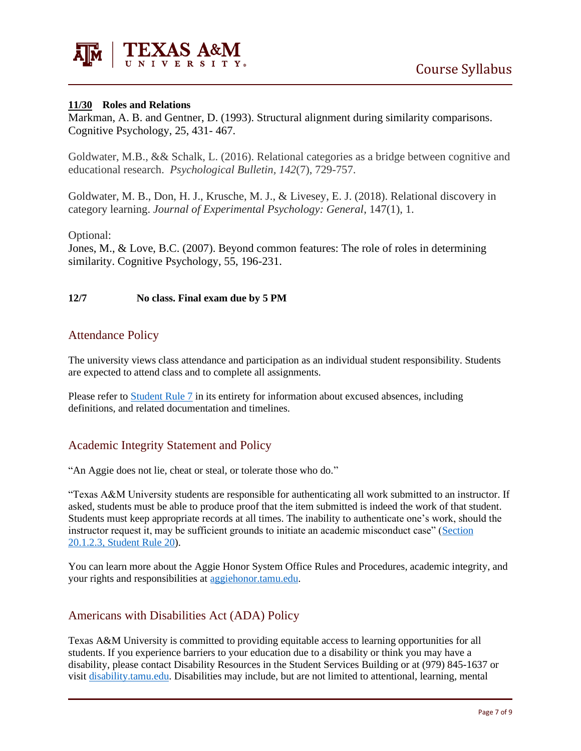**11/30 Roles and Relations**

Markman, A. B. and Gentner, D. (1993). Structural alignment during similarity comparisons. Cognitive Psychology, 25, 431- 467.

Goldwater, M.B., && Schalk, L. (2016). Relational categories as a bridge between cognitive and educational research. *Psychological Bulletin*, *142*(7), 729-757.

Goldwater, M. B., Don, H. J., Krusche, M. J., & Livesey, E. J. (2018). Relational discovery in category learning. *Journal of Experimental Psychology: General*, 147(1), 1.

Optional:
Jones, M., & Love, B.C. (2007). Beyond common features: The role of roles in determining similarity. Cognitive Psychology, 55, 196-231.

**12/7 No class. Final exam due by 5 PM**

## Attendance Policy

The university views class attendance and participation as an individual student responsibility. Students are expected to attend class and to complete all assignments.

Please refer to Student Rule 7 in its entirety for information about excused absences, including definitions, and related documentation and timelines.

## Academic Integrity Statement and Policy

"An Aggie does not lie, cheat or steal, or tolerate those who do."

"Texas A&M University students are responsible for authenticating all work submitted to an instructor. If asked, students must be able to produce proof that the item submitted is indeed the work of that student. Students must keep appropriate records at all times. The inability to authenticate one's work, should the instructor request it, may be sufficient grounds to initiate an academic misconduct case" (Section 20.1.2.3, Student Rule 20).

You can learn more about the Aggie Honor System Office Rules and Procedures, academic integrity, and your rights and responsibilities at aggiehonor.tamu.edu.

## Americans with Disabilities Act (ADA) Policy

Texas A&M University is committed to providing equitable access to learning opportunities for all students. If you experience barriers to your education due to a disability or think you may have a disability, please contact Disability Resources in the Student Services Building or at (979) 845-1637 or visit disability.tamu.edu. Disabilities may include, but are not limited to attentional, learning, mental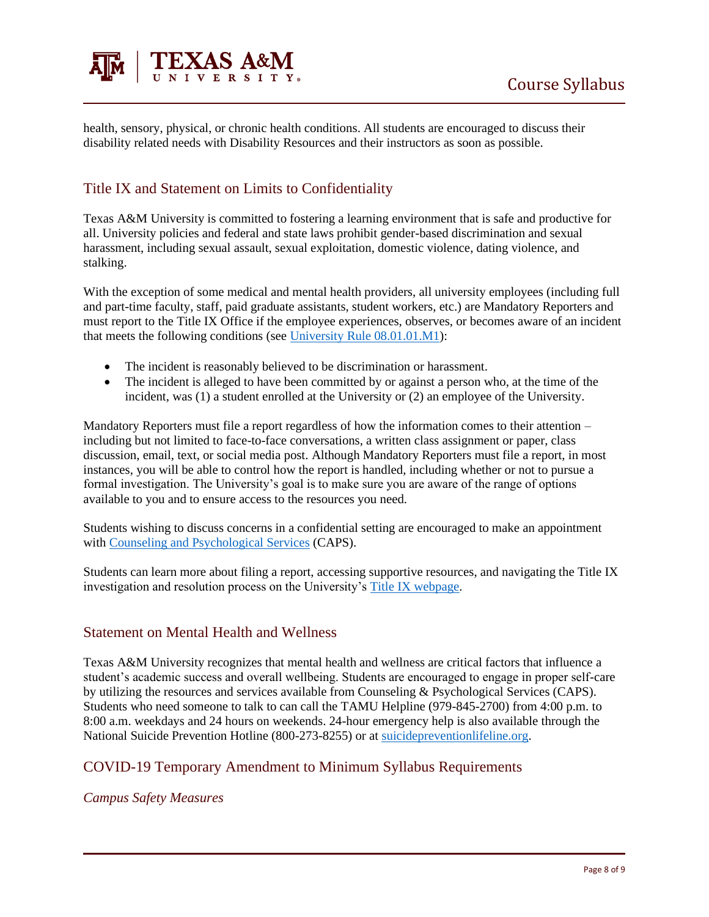health, sensory, physical, or chronic health conditions. All students are encouraged to discuss their disability related needs with Disability Resources and their instructors as soon as possible.

## Title IX and Statement on Limits to Confidentiality

Texas A&M University is committed to fostering a learning environment that is safe and productive for all. University policies and federal and state laws prohibit gender-based discrimination and sexual harassment, including sexual assault, sexual exploitation, domestic violence, dating violence, and stalking.

With the exception of some medical and mental health providers, all university employees (including full and part-time faculty, staff, paid graduate assistants, student workers, etc.) are Mandatory Reporters and must report to the Title IX Office if the employee experiences, observes, or becomes aware of an incident that meets the following conditions (see University Rule 08.01.01.M1):

- The incident is reasonably believed to be discrimination or harassment.
- The incident is alleged to have been committed by or against a person who, at the time of the incident, was (1) a student enrolled at the University or (2) an employee of the University.

Mandatory Reporters must file a report regardless of how the information comes to their attention – including but not limited to face-to-face conversations, a written class assignment or paper, class discussion, email, text, or social media post. Although Mandatory Reporters must file a report, in most instances, you will be able to control how the report is handled, including whether or not to pursue a formal investigation. The University's goal is to make sure you are aware of the range of options available to you and to ensure access to the resources you need.

Students wishing to discuss concerns in a confidential setting are encouraged to make an appointment with Counseling and Psychological Services (CAPS).

Students can learn more about filing a report, accessing supportive resources, and navigating the Title IX investigation and resolution process on the University's Title IX webpage.

## Statement on Mental Health and Wellness

Texas A&M University recognizes that mental health and wellness are critical factors that influence a student's academic success and overall wellbeing. Students are encouraged to engage in proper self-care by utilizing the resources and services available from Counseling & Psychological Services (CAPS). Students who need someone to talk to can call the TAMU Helpline (979-845-2700) from 4:00 p.m. to 8:00 a.m. weekdays and 24 hours on weekends. 24-hour emergency help is also available through the National Suicide Prevention Hotline (800-273-8255) or at suicidepreventionlifeline.org.

## COVID-19 Temporary Amendment to Minimum Syllabus Requirements

*Campus Safety Measures*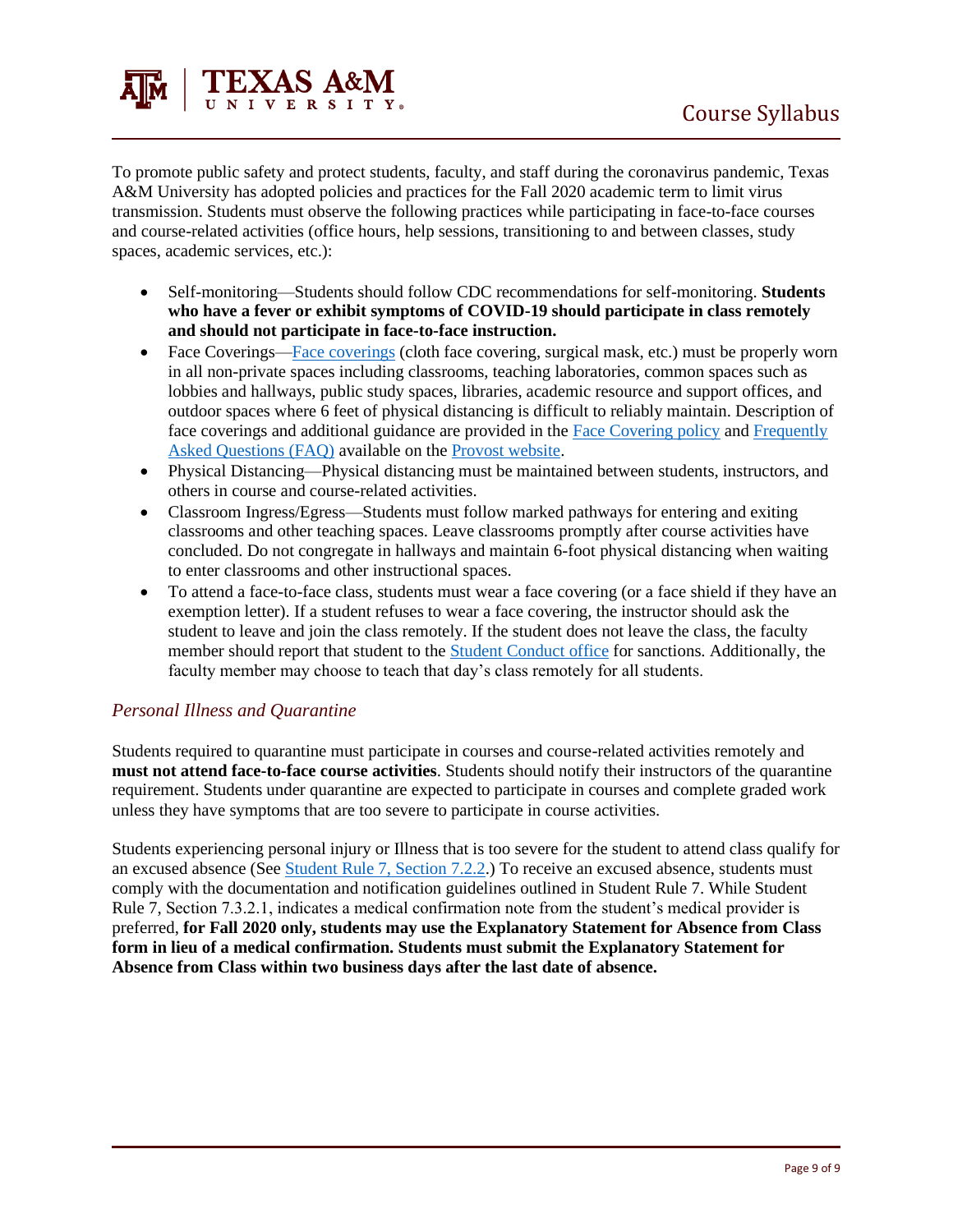To promote public safety and protect students, faculty, and staff during the coronavirus pandemic, Texas A&M University has adopted policies and practices for the Fall 2020 academic term to limit virus transmission. Students must observe the following practices while participating in face-to-face courses and course-related activities (office hours, help sessions, transitioning to and between classes, study spaces, academic services, etc.):

- Self-monitoring—Students should follow CDC recommendations for self-monitoring. **Students who have a fever or exhibit symptoms of COVID-19 should participate in class remotely and should not participate in face-to-face instruction.**
- Face Coverings—Face coverings (cloth face covering, surgical mask, etc.) must be properly worn in all non-private spaces including classrooms, teaching laboratories, common spaces such as lobbies and hallways, public study spaces, libraries, academic resource and support offices, and outdoor spaces where 6 feet of physical distancing is difficult to reliably maintain. Description of face coverings and additional guidance are provided in the Face Covering policy and Frequently Asked Questions (FAQ) available on the Provost website.
- Physical Distancing—Physical distancing must be maintained between students, instructors, and others in course and course-related activities.
- Classroom Ingress/Egress—Students must follow marked pathways for entering and exiting classrooms and other teaching spaces. Leave classrooms promptly after course activities have concluded. Do not congregate in hallways and maintain 6-foot physical distancing when waiting to enter classrooms and other instructional spaces.
- To attend a face-to-face class, students must wear a face covering (or a face shield if they have an exemption letter). If a student refuses to wear a face covering, the instructor should ask the student to leave and join the class remotely. If the student does not leave the class, the faculty member should report that student to the Student Conduct office for sanctions. Additionally, the faculty member may choose to teach that day's class remotely for all students.

### *Personal Illness and Quarantine*

Students required to quarantine must participate in courses and course-related activities remotely and **must not attend face-to-face course activities**. Students should notify their instructors of the quarantine requirement. Students under quarantine are expected to participate in courses and complete graded work unless they have symptoms that are too severe to participate in course activities.

Students experiencing personal injury or Illness that is too severe for the student to attend class qualify for an excused absence (See Student Rule 7, Section 7.2.2.) To receive an excused absence, students must comply with the documentation and notification guidelines outlined in Student Rule 7. While Student Rule 7, Section 7.3.2.1, indicates a medical confirmation note from the student's medical provider is preferred, **for Fall 2020 only, students may use the Explanatory Statement for Absence from Class form in lieu of a medical confirmation. Students must submit the Explanatory Statement for Absence from Class within two business days after the last date of absence.**